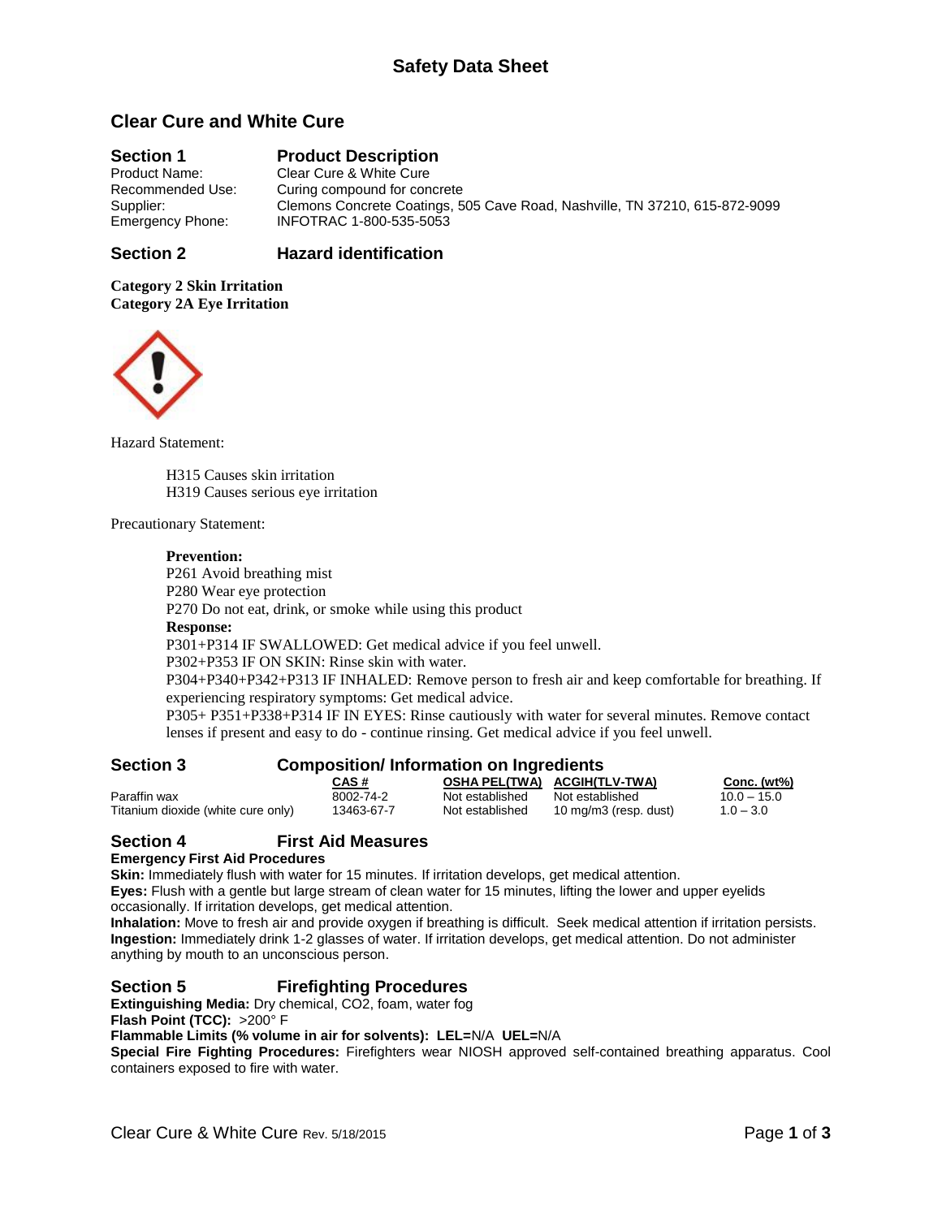# Safety Data Sheet

## Clear Cure and White Cure

### Section 1 Product Description

Product Name: Clear Cure & White Cure
Recommended Use: Curing compound for concrete
Supplier: Clemons Concrete Coatings, 505 Cave Road, Nashville, TN 37210, 615-872-9099
Emergency Phone: INFOTRAC 1-800-535-5053

### Section 2 Hazard identification

**Category 2 Skin Irritation**
**Category 2A Eye Irritation**

Hazard Statement:

H315 Causes skin irritation
H319 Causes serious eye irritation

Precautionary Statement:

**Prevention:**
P261 Avoid breathing mist
P280 Wear eye protection
P270 Do not eat, drink, or smoke while using this product
**Response:**
P301+P314 IF SWALLOWED: Get medical advice if you feel unwell.
P302+P353 IF ON SKIN: Rinse skin with water.
P304+P340+P342+P313 IF INHALED: Remove person to fresh air and keep comfortable for breathing. If experiencing respiratory symptoms: Get medical advice.
P305+ P351+P338+P314 IF IN EYES: Rinse cautiously with water for several minutes. Remove contact lenses if present and easy to do - continue rinsing. Get medical advice if you feel unwell.

### Section 3 Composition/ Information on Ingredients

| | CAS # | OSHA PEL(TWA) | ACGIH(TLV-TWA) | Conc. (wt%) |
|---|---|---|---|---|
| Paraffin wax | 8002-74-2 | Not established | Not established | 10.0 – 15.0 |
| Titanium dioxide (white cure only) | 13463-67-7 | Not established | 10 mg/m3 (resp. dust) | 1.0 – 3.0 |

### Section 4 First Aid Measures

**Emergency First Aid Procedures**
**Skin:** Immediately flush with water for 15 minutes. If irritation develops, get medical attention.
**Eyes:** Flush with a gentle but large stream of clean water for 15 minutes, lifting the lower and upper eyelids occasionally. If irritation develops, get medical attention.
**Inhalation:** Move to fresh air and provide oxygen if breathing is difficult. Seek medical attention if irritation persists.
**Ingestion:** Immediately drink 1-2 glasses of water. If irritation develops, get medical attention. Do not administer anything by mouth to an unconscious person.

### Section 5 Firefighting Procedures

**Extinguishing Media:** Dry chemical, CO2, foam, water fog
**Flash Point (TCC):** >200° F
**Flammable Limits (% volume in air for solvents): LEL=**N/A **UEL=**N/A
**Special Fire Fighting Procedures:** Firefighters wear NIOSH approved self-contained breathing apparatus. Cool containers exposed to fire with water.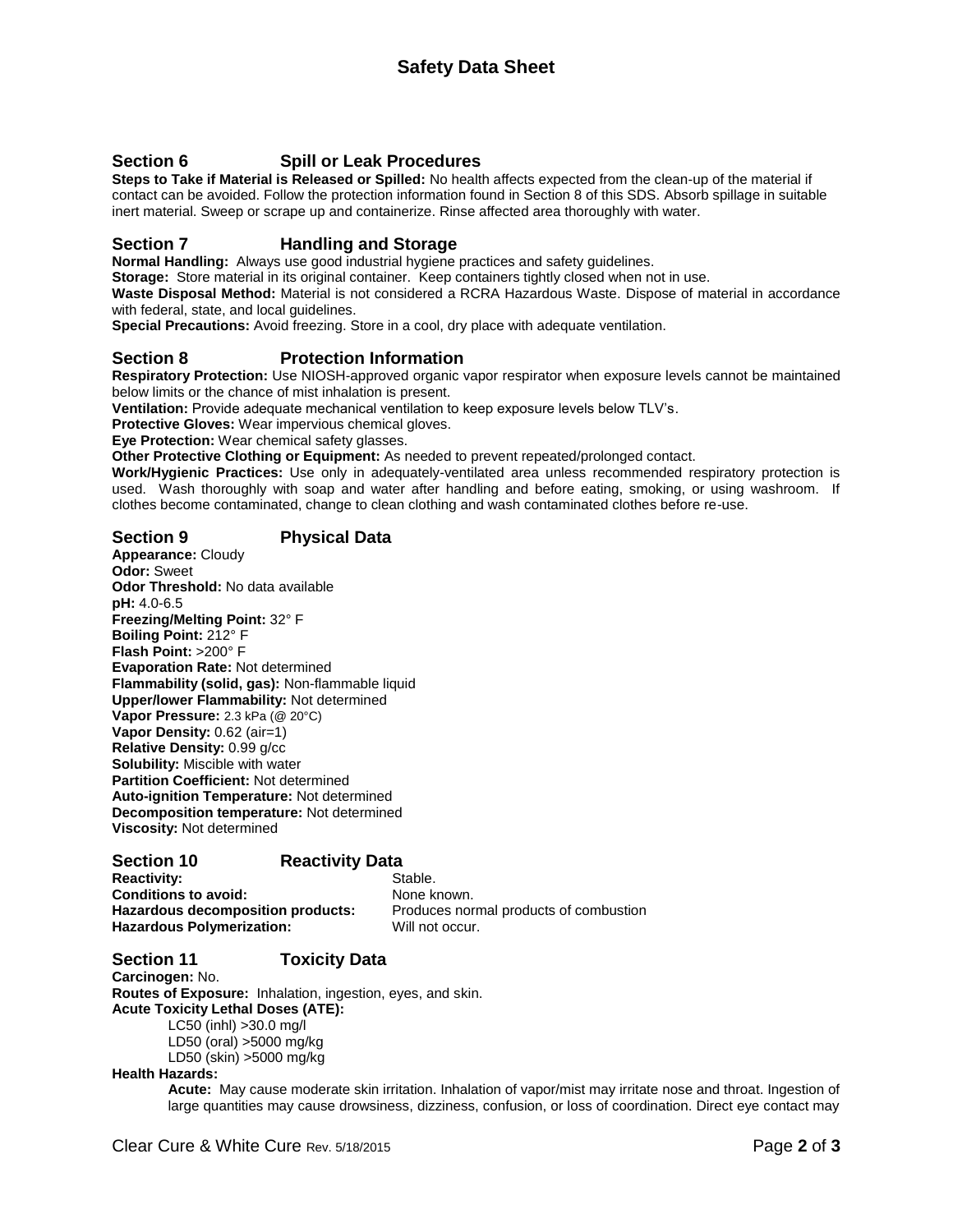# Safety Data Sheet

## Section 6 Spill or Leak Procedures

**Steps to Take if Material is Released or Spilled:** No health affects expected from the clean-up of the material if contact can be avoided. Follow the protection information found in Section 8 of this SDS. Absorb spillage in suitable inert material. Sweep or scrape up and containerize. Rinse affected area thoroughly with water.

## Section 7 Handling and Storage

**Normal Handling:** Always use good industrial hygiene practices and safety guidelines.

**Storage:** Store material in its original container. Keep containers tightly closed when not in use.

**Waste Disposal Method:** Material is not considered a RCRA Hazardous Waste. Dispose of material in accordance with federal, state, and local guidelines.

**Special Precautions:** Avoid freezing. Store in a cool, dry place with adequate ventilation.

## Section 8 Protection Information

**Respiratory Protection:** Use NIOSH-approved organic vapor respirator when exposure levels cannot be maintained below limits or the chance of mist inhalation is present.

**Ventilation:** Provide adequate mechanical ventilation to keep exposure levels below TLV's.

**Protective Gloves:** Wear impervious chemical gloves.

**Eye Protection:** Wear chemical safety glasses.

**Other Protective Clothing or Equipment:** As needed to prevent repeated/prolonged contact.

**Work/Hygienic Practices:** Use only in adequately-ventilated area unless recommended respiratory protection is used. Wash thoroughly with soap and water after handling and before eating, smoking, or using washroom. If clothes become contaminated, change to clean clothing and wash contaminated clothes before re-use.

## Section 9 Physical Data

**Appearance:** Cloudy
**Odor:** Sweet
**Odor Threshold:** No data available
**pH:** 4.0-6.5
**Freezing/Melting Point:** 32° F
**Boiling Point:** 212° F
**Flash Point:** >200° F
**Evaporation Rate:** Not determined
**Flammability (solid, gas):** Non-flammable liquid
**Upper/lower Flammability:** Not determined
**Vapor Pressure:** 2.3 kPa (@ 20°C)
**Vapor Density:** 0.62 (air=1)
**Relative Density:** 0.99 g/cc
**Solubility:** Miscible with water
**Partition Coefficient:** Not determined
**Auto-ignition Temperature:** Not determined
**Decomposition temperature:** Not determined
**Viscosity:** Not determined

## Section 10 Reactivity Data

| | |
|---|---|
| **Reactivity:** | Stable. |
| **Conditions to avoid:** | None known. |
| **Hazardous decomposition products:** | Produces normal products of combustion |
| **Hazardous Polymerization:** | Will not occur. |

## Section 11 Toxicity Data

**Carcinogen:** No.

**Routes of Exposure:** Inhalation, ingestion, eyes, and skin.

**Acute Toxicity Lethal Doses (ATE):**

LC50 (inhl) >30.0 mg/l
LD50 (oral) >5000 mg/kg
LD50 (skin) >5000 mg/kg

**Health Hazards:**

**Acute:** May cause moderate skin irritation. Inhalation of vapor/mist may irritate nose and throat. Ingestion of large quantities may cause drowsiness, dizziness, confusion, or loss of coordination. Direct eye contact may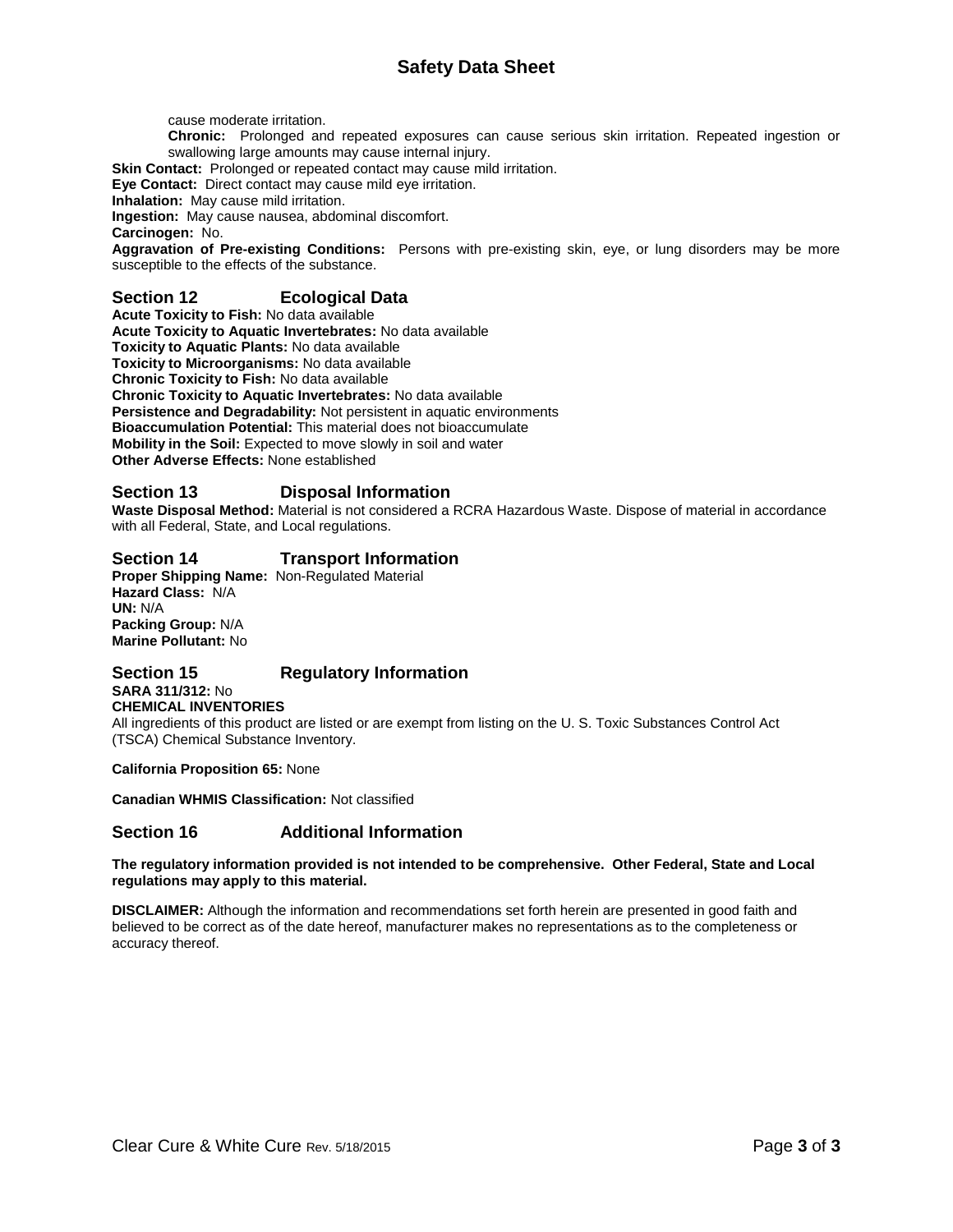cause moderate irritation.

**Chronic:** Prolonged and repeated exposures can cause serious skin irritation. Repeated ingestion or swallowing large amounts may cause internal injury.

**Skin Contact:** Prolonged or repeated contact may cause mild irritation.
**Eye Contact:** Direct contact may cause mild eye irritation.
**Inhalation:** May cause mild irritation.
**Ingestion:** May cause nausea, abdominal discomfort.
**Carcinogen:** No.
**Aggravation of Pre-existing Conditions:** Persons with pre-existing skin, eye, or lung disorders may be more susceptible to the effects of the substance.

## Section 12 Ecological Data

**Acute Toxicity to Fish:** No data available
**Acute Toxicity to Aquatic Invertebrates:** No data available
**Toxicity to Aquatic Plants:** No data available
**Toxicity to Microorganisms:** No data available
**Chronic Toxicity to Fish:** No data available
**Chronic Toxicity to Aquatic Invertebrates:** No data available
**Persistence and Degradability:** Not persistent in aquatic environments
**Bioaccumulation Potential:** This material does not bioaccumulate
**Mobility in the Soil:** Expected to move slowly in soil and water
**Other Adverse Effects:** None established

## Section 13 Disposal Information

**Waste Disposal Method:** Material is not considered a RCRA Hazardous Waste. Dispose of material in accordance with all Federal, State, and Local regulations.

## Section 14 Transport Information

**Proper Shipping Name:** Non-Regulated Material
**Hazard Class:** N/A
**UN:** N/A
**Packing Group:** N/A
**Marine Pollutant:** No

## Section 15 Regulatory Information

**SARA 311/312:** No
**CHEMICAL INVENTORIES**
All ingredients of this product are listed or are exempt from listing on the U. S. Toxic Substances Control Act (TSCA) Chemical Substance Inventory.

**California Proposition 65:** None

**Canadian WHMIS Classification:** Not classified

## Section 16 Additional Information

**The regulatory information provided is not intended to be comprehensive. Other Federal, State and Local regulations may apply to this material.**

**DISCLAIMER:** Although the information and recommendations set forth herein are presented in good faith and believed to be correct as of the date hereof, manufacturer makes no representations as to the completeness or accuracy thereof.